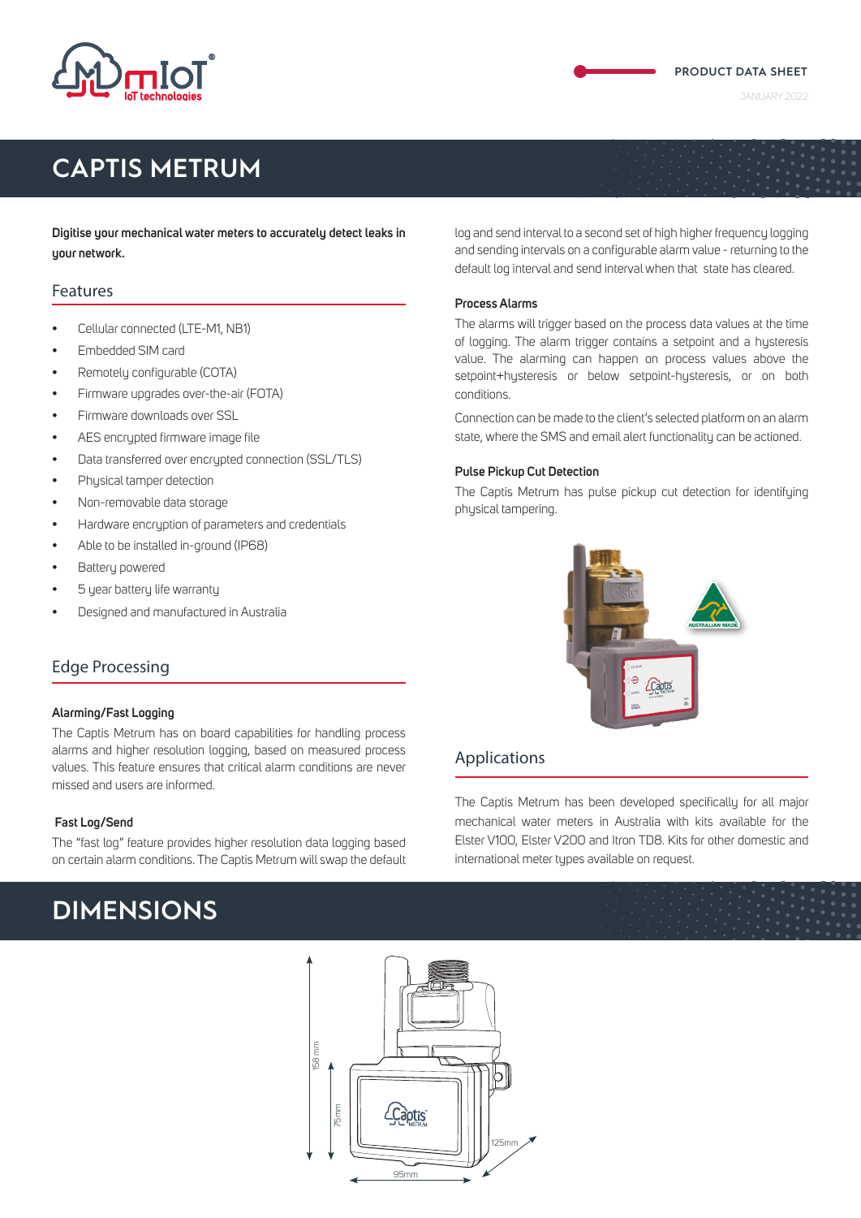PRODUCT DATA SHEET

JANUARY 2022

# CAPTIS METRUM

**Digitise your mechanical water meters to accurately detect leaks in your network.**

## Features

- Cellular connected (LTE-M1, NB1)
- Embedded SIM card
- Remotely configurable (COTA)
- Firmware upgrades over-the-air (FOTA)
- Firmware downloads over SSL
- AES encrypted firmware image file
- Data transferred over encrypted connection (SSL/TLS)
- Physical tamper detection
- Non-removable data storage
- Hardware encryption of parameters and credentials
- Able to be installed in-ground (IP68)
- Battery powered
- 5 year battery life warranty
- Designed and manufactured in Australia

## Edge Processing

### Alarming/Fast Logging

The Captis Metrum has on board capabilities for handling process alarms and higher resolution logging, based on measured process values. This feature ensures that critical alarm conditions are never missed and users are informed.

### Fast Log/Send

The "fast log" feature provides higher resolution data logging based on certain alarm conditions. The Captis Metrum will swap the default log and send interval to a second set of high higher frequency logging and sending intervals on a configurable alarm value - returning to the default log interval and send interval when that state has cleared.

### Process Alarms

The alarms will trigger based on the process data values at the time of logging. The alarm trigger contains a setpoint and a hysteresis value. The alarming can happen on process values above the setpoint+hysteresis or below setpoint-hysteresis, or on both conditions.

Connection can be made to the client's selected platform on an alarm state, where the SMS and email alert functionality can be actioned.

### Pulse Pickup Cut Detection

The Captis Metrum has pulse pickup cut detection for identifying physical tampering.

## Applications

The Captis Metrum has been developed specifically for all major mechanical water meters in Australia with kits available for the Elster V100, Elster V200 and Itron TD8. Kits for other domestic and international meter types available on request.

# DIMENSIONS

158 mm

75mm

125mm

95mm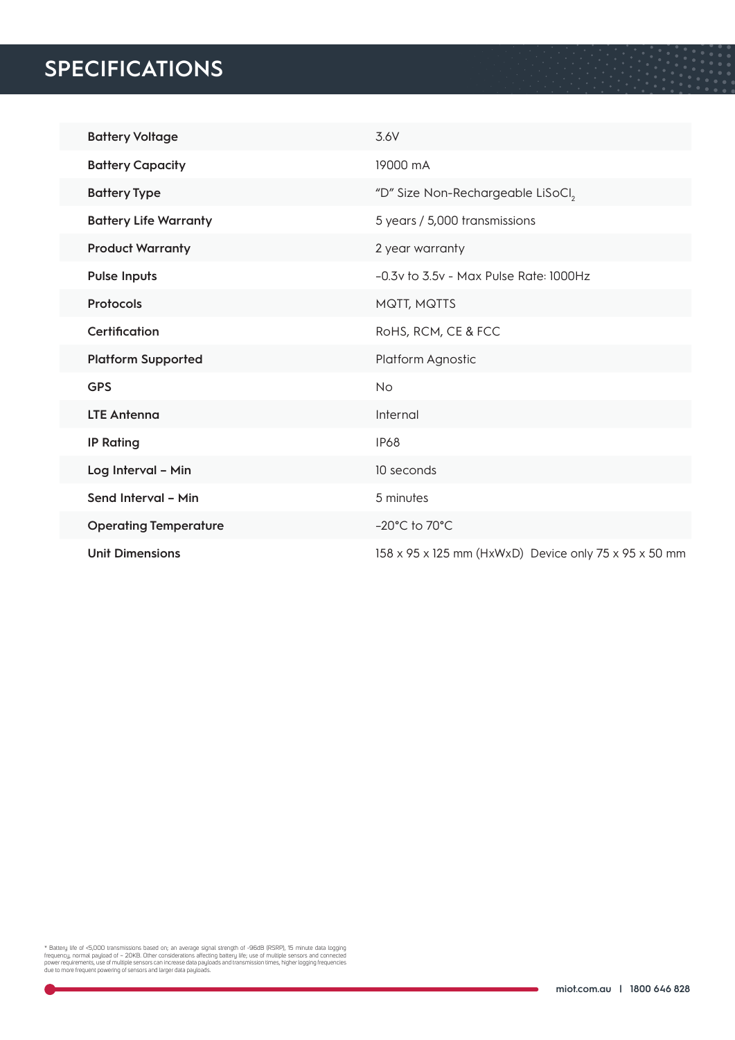# SPECIFICATIONS

| | |
|---|---|
| **Battery Voltage** | 3.6V |
| **Battery Capacity** | 19000 mA |
| **Battery Type** | "D" Size Non-Rechargeable $LiSoCl_2$ |
| **Battery Life Warranty** | 5 years / 5,000 transmissions |
| **Product Warranty** | 2 year warranty |
| **Pulse Inputs** | -0.3v to 3.5v - Max Pulse Rate: 1000Hz |
| **Protocols** | MQTT, MQTTS |
| **Certification** | RoHS, RCM, CE & FCC |
| **Platform Supported** | Platform Agnostic |
| **GPS** | No |
| **LTE Antenna** | Internal |
| **IP Rating** | IP68 |
| **Log Interval – Min** | 10 seconds |
| **Send Interval – Min** | 5 minutes |
| **Operating Temperature** | -20°C to 70°C |
| **Unit Dimensions** | 158 x 95 x 125 mm (HxWxD) Device only 75 x 95 x 50 mm |

* Battery life of <5,000 transmissions based on; an average signal strength of -96dB (RSRP), 15 minute data logging frequency, normal payload of ~ 20KB. Other considerations affecting battery life; use of multiple sensors and connected power requirements, use of multiple sensors can increase data payloads and transmission times, higher logging frequencies due to more frequent powering of sensors and larger data payloads.

miot.com.au | 1800 646 828